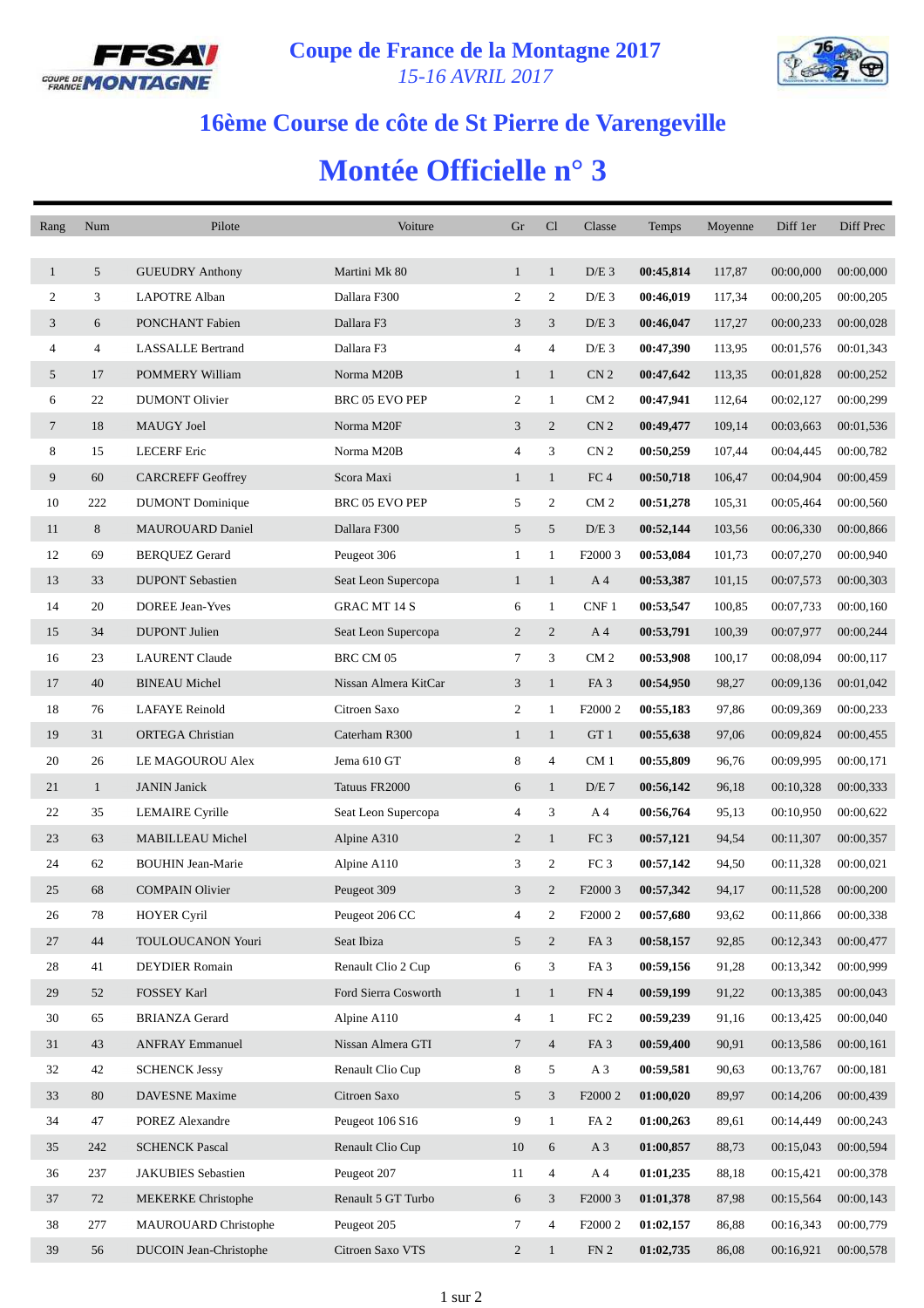# Coupe de France de la Montagne 2017

*15-16 AVRIL 2017*

## 16ème Course de côte de St Pierre de Varengeville

# Montée Officielle n° 3

| Rang | Num | Pilote | Voiture | Gr | Cl | Classe | Temps | Moyenne | Diff 1er | Diff Prec |
|---|---|---|---|---|---|---|---|---|---|---|
| 1 | 5 | GUEUDRY Anthony | Martini Mk 80 | 1 | 1 | D/E 3 | **00:45,814** | 117,87 | 00:00,000 | 00:00,000 |
| 2 | 3 | LAPOTRE Alban | Dallara F300 | 2 | 2 | D/E 3 | **00:46,019** | 117,34 | 00:00,205 | 00:00,205 |
| 3 | 6 | PONCHANT Fabien | Dallara F3 | 3 | 3 | D/E 3 | **00:46,047** | 117,27 | 00:00,233 | 00:00,028 |
| 4 | 4 | LASSALLE Bertrand | Dallara F3 | 4 | 4 | D/E 3 | **00:47,390** | 113,95 | 00:01,576 | 00:01,343 |
| 5 | 17 | POMMERY William | Norma M20B | 1 | 1 | CN 2 | **00:47,642** | 113,35 | 00:01,828 | 00:00,252 |
| 6 | 22 | DUMONT Olivier | BRC 05 EVO PEP | 2 | 1 | CM 2 | **00:47,941** | 112,64 | 00:02,127 | 00:00,299 |
| 7 | 18 | MAUGY Joel | Norma M20F | 3 | 2 | CN 2 | **00:49,477** | 109,14 | 00:03,663 | 00:01,536 |
| 8 | 15 | LECERF Eric | Norma M20B | 4 | 3 | CN 2 | **00:50,259** | 107,44 | 00:04,445 | 00:00,782 |
| 9 | 60 | CARCREFF Geoffrey | Scora Maxi | 1 | 1 | FC 4 | **00:50,718** | 106,47 | 00:04,904 | 00:00,459 |
| 10 | 222 | DUMONT Dominique | BRC 05 EVO PEP | 5 | 2 | CM 2 | **00:51,278** | 105,31 | 00:05,464 | 00:00,560 |
| 11 | 8 | MAUROUARD Daniel | Dallara F300 | 5 | 5 | D/E 3 | **00:52,144** | 103,56 | 00:06,330 | 00:00,866 |
| 12 | 69 | BERQUEZ Gerard | Peugeot 306 | 1 | 1 | F2000 3 | **00:53,084** | 101,73 | 00:07,270 | 00:00,940 |
| 13 | 33 | DUPONT Sebastien | Seat Leon Supercopa | 1 | 1 | A 4 | **00:53,387** | 101,15 | 00:07,573 | 00:00,303 |
| 14 | 20 | DOREE Jean-Yves | GRAC MT 14 S | 6 | 1 | CNF 1 | **00:53,547** | 100,85 | 00:07,733 | 00:00,160 |
| 15 | 34 | DUPONT Julien | Seat Leon Supercopa | 2 | 2 | A 4 | **00:53,791** | 100,39 | 00:07,977 | 00:00,244 |
| 16 | 23 | LAURENT Claude | BRC CM 05 | 7 | 3 | CM 2 | **00:53,908** | 100,17 | 00:08,094 | 00:00,117 |
| 17 | 40 | BINEAU Michel | Nissan Almera KitCar | 3 | 1 | FA 3 | **00:54,950** | 98,27 | 00:09,136 | 00:01,042 |
| 18 | 76 | LAFAYE Reinold | Citroen Saxo | 2 | 1 | F2000 2 | **00:55,183** | 97,86 | 00:09,369 | 00:00,233 |
| 19 | 31 | ORTEGA Christian | Caterham R300 | 1 | 1 | GT 1 | **00:55,638** | 97,06 | 00:09,824 | 00:00,455 |
| 20 | 26 | LE MAGOUROU Alex | Jema 610 GT | 8 | 4 | CM 1 | **00:55,809** | 96,76 | 00:09,995 | 00:00,171 |
| 21 | 1 | JANIN Janick | Tatuus FR2000 | 6 | 1 | D/E 7 | **00:56,142** | 96,18 | 00:10,328 | 00:00,333 |
| 22 | 35 | LEMAIRE Cyrille | Seat Leon Supercopa | 4 | 3 | A 4 | **00:56,764** | 95,13 | 00:10,950 | 00:00,622 |
| 23 | 63 | MABILLEAU Michel | Alpine A310 | 2 | 1 | FC 3 | **00:57,121** | 94,54 | 00:11,307 | 00:00,357 |
| 24 | 62 | BOUHIN Jean-Marie | Alpine A110 | 3 | 2 | FC 3 | **00:57,142** | 94,50 | 00:11,328 | 00:00,021 |
| 25 | 68 | COMPAIN Olivier | Peugeot 309 | 3 | 2 | F2000 3 | **00:57,342** | 94,17 | 00:11,528 | 00:00,200 |
| 26 | 78 | HOYER Cyril | Peugeot 206 CC | 4 | 2 | F2000 2 | **00:57,680** | 93,62 | 00:11,866 | 00:00,338 |
| 27 | 44 | TOULOUCANON Youri | Seat Ibiza | 5 | 2 | FA 3 | **00:58,157** | 92,85 | 00:12,343 | 00:00,477 |
| 28 | 41 | DEYDIER Romain | Renault Clio 2 Cup | 6 | 3 | FA 3 | **00:59,156** | 91,28 | 00:13,342 | 00:00,999 |
| 29 | 52 | FOSSEY Karl | Ford Sierra Cosworth | 1 | 1 | FN 4 | **00:59,199** | 91,22 | 00:13,385 | 00:00,043 |
| 30 | 65 | BRIANZA Gerard | Alpine A110 | 4 | 1 | FC 2 | **00:59,239** | 91,16 | 00:13,425 | 00:00,040 |
| 31 | 43 | ANFRAY Emmanuel | Nissan Almera GTI | 7 | 4 | FA 3 | **00:59,400** | 90,91 | 00:13,586 | 00:00,161 |
| 32 | 42 | SCHENCK Jessy | Renault Clio Cup | 8 | 5 | A 3 | **00:59,581** | 90,63 | 00:13,767 | 00:00,181 |
| 33 | 80 | DAVESNE Maxime | Citroen Saxo | 5 | 3 | F2000 2 | **01:00,020** | 89,97 | 00:14,206 | 00:00,439 |
| 34 | 47 | POREZ Alexandre | Peugeot 106 S16 | 9 | 1 | FA 2 | **01:00,263** | 89,61 | 00:14,449 | 00:00,243 |
| 35 | 242 | SCHENCK Pascal | Renault Clio Cup | 10 | 6 | A 3 | **01:00,857** | 88,73 | 00:15,043 | 00:00,594 |
| 36 | 237 | JAKUBIES Sebastien | Peugeot 207 | 11 | 4 | A 4 | **01:01,235** | 88,18 | 00:15,421 | 00:00,378 |
| 37 | 72 | MEKERKE Christophe | Renault 5 GT Turbo | 6 | 3 | F2000 3 | **01:01,378** | 87,98 | 00:15,564 | 00:00,143 |
| 38 | 277 | MAUROUARD Christophe | Peugeot 205 | 7 | 4 | F2000 2 | **01:02,157** | 86,88 | 00:16,343 | 00:00,779 |
| 39 | 56 | DUCOIN Jean-Christophe | Citroen Saxo VTS | 2 | 1 | FN 2 | **01:02,735** | 86,08 | 00:16,921 | 00:00,578 |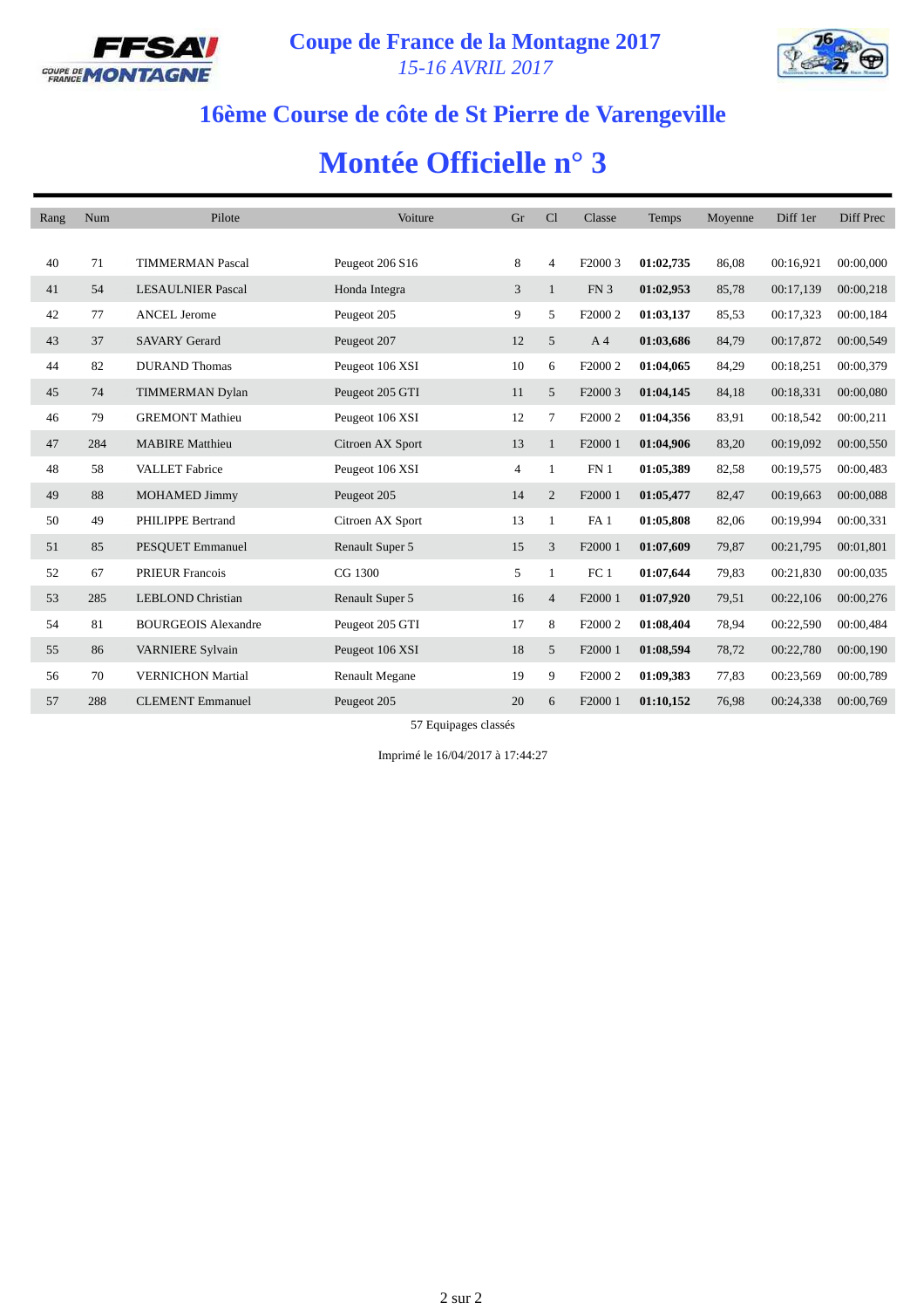# Coupe de France de la Montagne 2017

*15-16 AVRIL 2017*

## 16ème Course de côte de St Pierre de Varengeville

# Montée Officielle n° 3

| Rang | Num | Pilote | Voiture | Gr | Cl | Classe | Temps | Moyenne | Diff 1er | Diff Prec |
|---|---|---|---|---|---|---|---|---|---|---|
| 40 | 71 | TIMMERMAN Pascal | Peugeot 206 S16 | 8 | 4 | F2000 3 | **01:02,735** | 86,08 | 00:16,921 | 00:00,000 |
| 41 | 54 | LESAULNIER Pascal | Honda Integra | 3 | 1 | FN 3 | **01:02,953** | 85,78 | 00:17,139 | 00:00,218 |
| 42 | 77 | ANCEL Jerome | Peugeot 205 | 9 | 5 | F2000 2 | **01:03,137** | 85,53 | 00:17,323 | 00:00,184 |
| 43 | 37 | SAVARY Gerard | Peugeot 207 | 12 | 5 | A 4 | **01:03,686** | 84,79 | 00:17,872 | 00:00,549 |
| 44 | 82 | DURAND Thomas | Peugeot 106 XSI | 10 | 6 | F2000 2 | **01:04,065** | 84,29 | 00:18,251 | 00:00,379 |
| 45 | 74 | TIMMERMAN Dylan | Peugeot 205 GTI | 11 | 5 | F2000 3 | **01:04,145** | 84,18 | 00:18,331 | 00:00,080 |
| 46 | 79 | GREMONT Mathieu | Peugeot 106 XSI | 12 | 7 | F2000 2 | **01:04,356** | 83,91 | 00:18,542 | 00:00,211 |
| 47 | 284 | MABIRE Matthieu | Citroen AX Sport | 13 | 1 | F2000 1 | **01:04,906** | 83,20 | 00:19,092 | 00:00,550 |
| 48 | 58 | VALLET Fabrice | Peugeot 106 XSI | 4 | 1 | FN 1 | **01:05,389** | 82,58 | 00:19,575 | 00:00,483 |
| 49 | 88 | MOHAMED Jimmy | Peugeot 205 | 14 | 2 | F2000 1 | **01:05,477** | 82,47 | 00:19,663 | 00:00,088 |
| 50 | 49 | PHILIPPE Bertrand | Citroen AX Sport | 13 | 1 | FA 1 | **01:05,808** | 82,06 | 00:19,994 | 00:00,331 |
| 51 | 85 | PESQUET Emmanuel | Renault Super 5 | 15 | 3 | F2000 1 | **01:07,609** | 79,87 | 00:21,795 | 00:01,801 |
| 52 | 67 | PRIEUR Francois | CG 1300 | 5 | 1 | FC 1 | **01:07,644** | 79,83 | 00:21,830 | 00:00,035 |
| 53 | 285 | LEBLOND Christian | Renault Super 5 | 16 | 4 | F2000 1 | **01:07,920** | 79,51 | 00:22,106 | 00:00,276 |
| 54 | 81 | BOURGEOIS Alexandre | Peugeot 205 GTI | 17 | 8 | F2000 2 | **01:08,404** | 78,94 | 00:22,590 | 00:00,484 |
| 55 | 86 | VARNIERE Sylvain | Peugeot 106 XSI | 18 | 5 | F2000 1 | **01:08,594** | 78,72 | 00:22,780 | 00:00,190 |
| 56 | 70 | VERNICHON Martial | Renault Megane | 19 | 9 | F2000 2 | **01:09,383** | 77,83 | 00:23,569 | 00:00,789 |
| 57 | 288 | CLEMENT Emmanuel | Peugeot 205 | 20 | 6 | F2000 1 | **01:10,152** | 76,98 | 00:24,338 | 00:00,769 |

57 Equipages classés

Imprimé le 16/04/2017 à 17:44:27